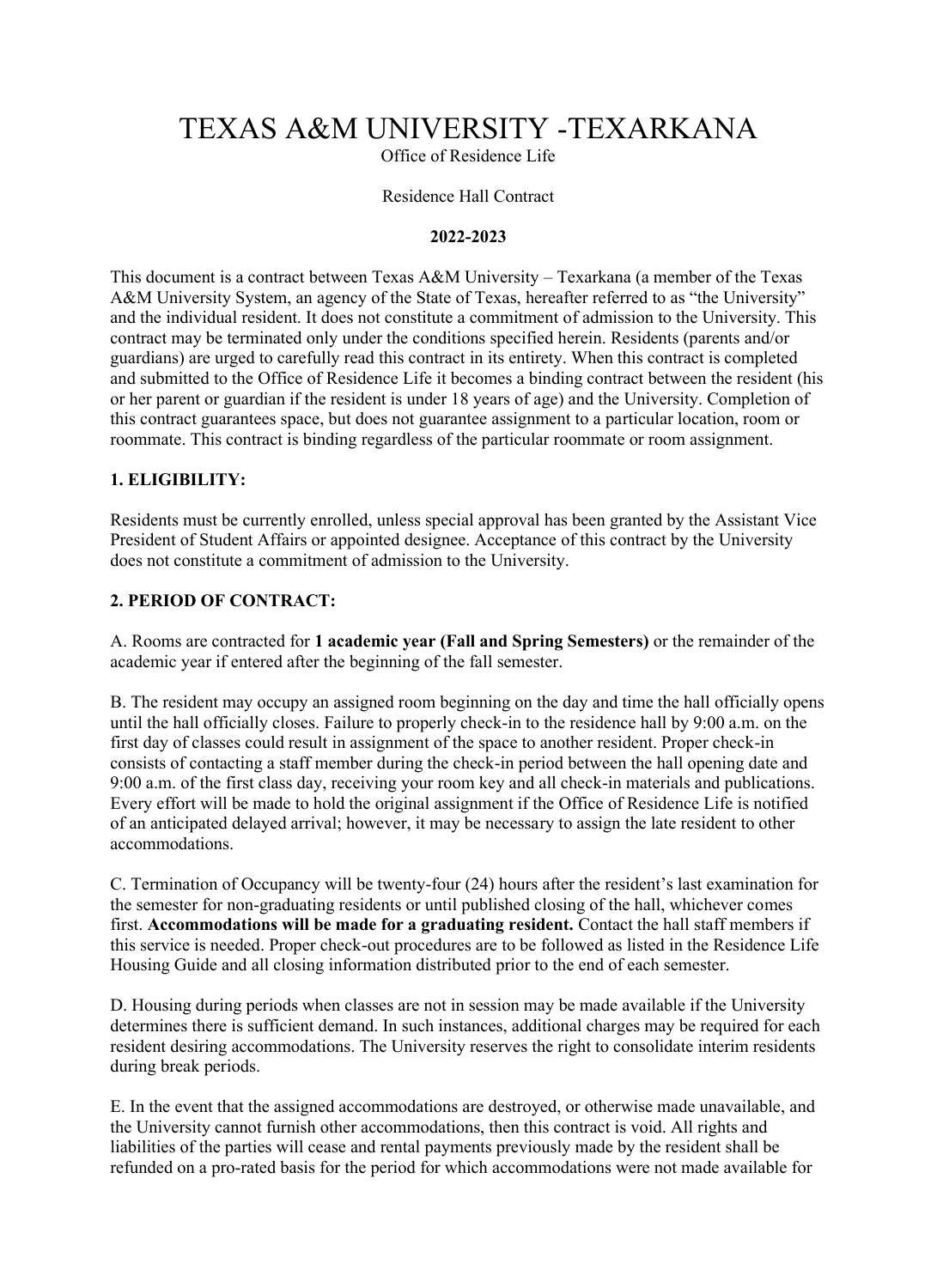# TEXAS A&M UNIVERSITY -TEXARKANA

Office of Residence Life

Residence Hall Contract

**2022-2023**

This document is a contract between Texas A&M University – Texarkana (a member of the Texas A&M University System, an agency of the State of Texas, hereafter referred to as "the University" and the individual resident. It does not constitute a commitment of admission to the University. This contract may be terminated only under the conditions specified herein. Residents (parents and/or guardians) are urged to carefully read this contract in its entirety. When this contract is completed and submitted to the Office of Residence Life it becomes a binding contract between the resident (his or her parent or guardian if the resident is under 18 years of age) and the University. Completion of this contract guarantees space, but does not guarantee assignment to a particular location, room or roommate. This contract is binding regardless of the particular roommate or room assignment.

## 1. ELIGIBILITY:

Residents must be currently enrolled, unless special approval has been granted by the Assistant Vice President of Student Affairs or appointed designee. Acceptance of this contract by the University does not constitute a commitment of admission to the University.

## 2. PERIOD OF CONTRACT:

A. Rooms are contracted for **1 academic year (Fall and Spring Semesters)** or the remainder of the academic year if entered after the beginning of the fall semester.

B. The resident may occupy an assigned room beginning on the day and time the hall officially opens until the hall officially closes. Failure to properly check-in to the residence hall by 9:00 a.m. on the first day of classes could result in assignment of the space to another resident. Proper check-in consists of contacting a staff member during the check-in period between the hall opening date and 9:00 a.m. of the first class day, receiving your room key and all check-in materials and publications. Every effort will be made to hold the original assignment if the Office of Residence Life is notified of an anticipated delayed arrival; however, it may be necessary to assign the late resident to other accommodations.

C. Termination of Occupancy will be twenty-four (24) hours after the resident's last examination for the semester for non-graduating residents or until published closing of the hall, whichever comes first. **Accommodations will be made for a graduating resident.** Contact the hall staff members if this service is needed. Proper check-out procedures are to be followed as listed in the Residence Life Housing Guide and all closing information distributed prior to the end of each semester.

D. Housing during periods when classes are not in session may be made available if the University determines there is sufficient demand. In such instances, additional charges may be required for each resident desiring accommodations. The University reserves the right to consolidate interim residents during break periods.

E. In the event that the assigned accommodations are destroyed, or otherwise made unavailable, and the University cannot furnish other accommodations, then this contract is void. All rights and liabilities of the parties will cease and rental payments previously made by the resident shall be refunded on a pro-rated basis for the period for which accommodations were not made available for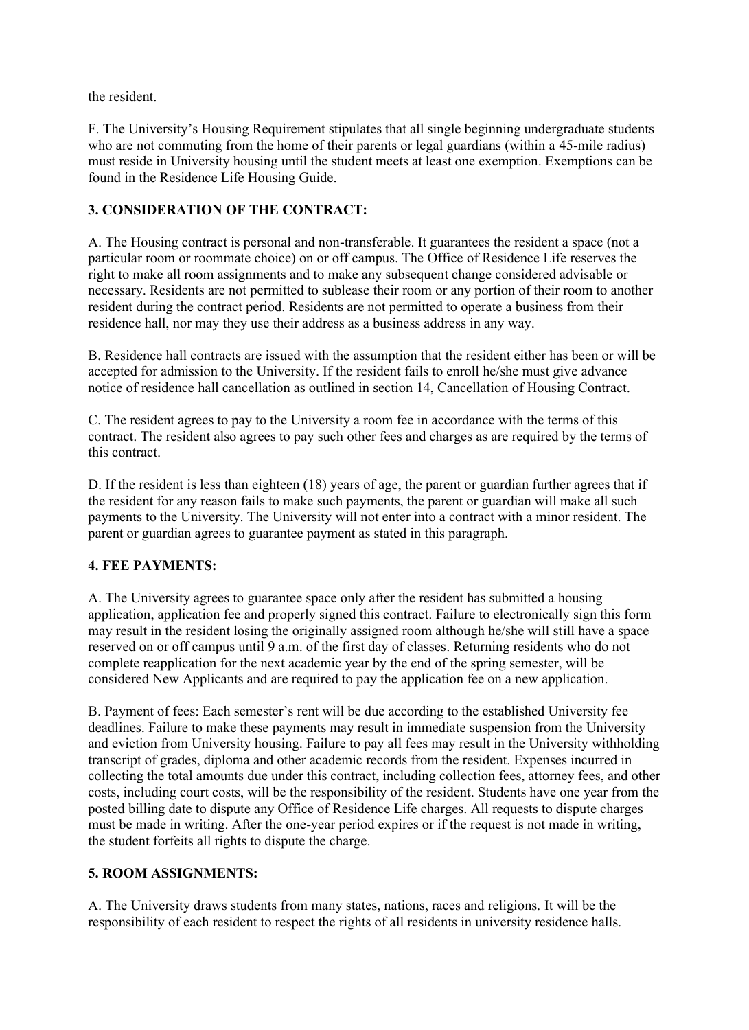the resident.

F. The University's Housing Requirement stipulates that all single beginning undergraduate students who are not commuting from the home of their parents or legal guardians (within a 45-mile radius) must reside in University housing until the student meets at least one exemption. Exemptions can be found in the Residence Life Housing Guide.

### 3. CONSIDERATION OF THE CONTRACT:

A. The Housing contract is personal and non-transferable. It guarantees the resident a space (not a particular room or roommate choice) on or off campus. The Office of Residence Life reserves the right to make all room assignments and to make any subsequent change considered advisable or necessary. Residents are not permitted to sublease their room or any portion of their room to another resident during the contract period. Residents are not permitted to operate a business from their residence hall, nor may they use their address as a business address in any way.

B. Residence hall contracts are issued with the assumption that the resident either has been or will be accepted for admission to the University. If the resident fails to enroll he/she must give advance notice of residence hall cancellation as outlined in section 14, Cancellation of Housing Contract.

C. The resident agrees to pay to the University a room fee in accordance with the terms of this contract. The resident also agrees to pay such other fees and charges as are required by the terms of this contract.

D. If the resident is less than eighteen (18) years of age, the parent or guardian further agrees that if the resident for any reason fails to make such payments, the parent or guardian will make all such payments to the University. The University will not enter into a contract with a minor resident. The parent or guardian agrees to guarantee payment as stated in this paragraph.

### 4. FEE PAYMENTS:

A. The University agrees to guarantee space only after the resident has submitted a housing application, application fee and properly signed this contract. Failure to electronically sign this form may result in the resident losing the originally assigned room although he/she will still have a space reserved on or off campus until 9 a.m. of the first day of classes. Returning residents who do not complete reapplication for the next academic year by the end of the spring semester, will be considered New Applicants and are required to pay the application fee on a new application.

B. Payment of fees: Each semester's rent will be due according to the established University fee deadlines. Failure to make these payments may result in immediate suspension from the University and eviction from University housing. Failure to pay all fees may result in the University withholding transcript of grades, diploma and other academic records from the resident. Expenses incurred in collecting the total amounts due under this contract, including collection fees, attorney fees, and other costs, including court costs, will be the responsibility of the resident. Students have one year from the posted billing date to dispute any Office of Residence Life charges. All requests to dispute charges must be made in writing. After the one-year period expires or if the request is not made in writing, the student forfeits all rights to dispute the charge.

### 5. ROOM ASSIGNMENTS:

A. The University draws students from many states, nations, races and religions. It will be the responsibility of each resident to respect the rights of all residents in university residence halls.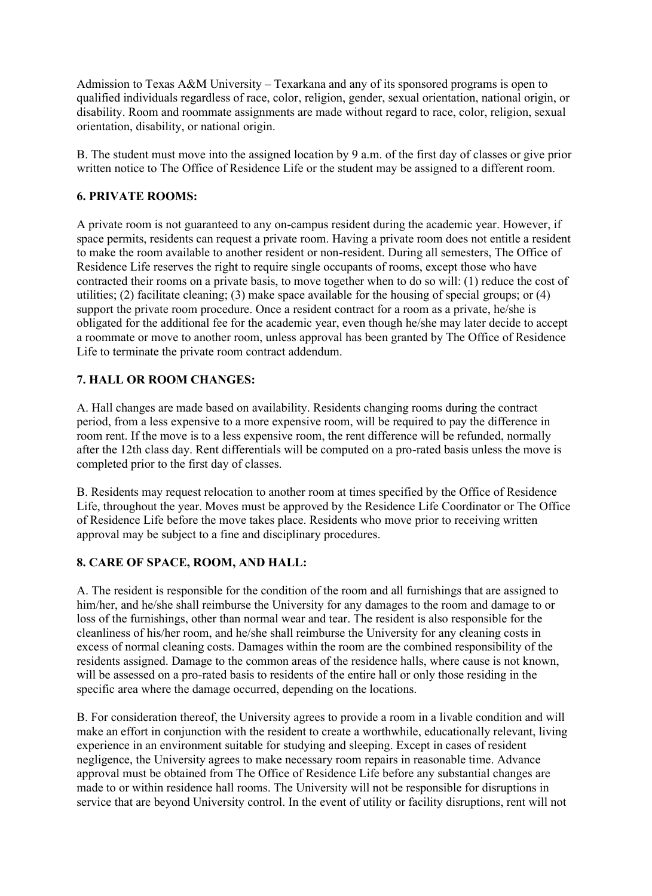Admission to Texas A&M University – Texarkana and any of its sponsored programs is open to qualified individuals regardless of race, color, religion, gender, sexual orientation, national origin, or disability. Room and roommate assignments are made without regard to race, color, religion, sexual orientation, disability, or national origin.

B. The student must move into the assigned location by 9 a.m. of the first day of classes or give prior written notice to The Office of Residence Life or the student may be assigned to a different room.

### 6. PRIVATE ROOMS:

A private room is not guaranteed to any on-campus resident during the academic year. However, if space permits, residents can request a private room. Having a private room does not entitle a resident to make the room available to another resident or non-resident. During all semesters, The Office of Residence Life reserves the right to require single occupants of rooms, except those who have contracted their rooms on a private basis, to move together when to do so will: (1) reduce the cost of utilities; (2) facilitate cleaning; (3) make space available for the housing of special groups; or (4) support the private room procedure. Once a resident contract for a room as a private, he/she is obligated for the additional fee for the academic year, even though he/she may later decide to accept a roommate or move to another room, unless approval has been granted by The Office of Residence Life to terminate the private room contract addendum.

### 7. HALL OR ROOM CHANGES:

A. Hall changes are made based on availability. Residents changing rooms during the contract period, from a less expensive to a more expensive room, will be required to pay the difference in room rent. If the move is to a less expensive room, the rent difference will be refunded, normally after the 12th class day. Rent differentials will be computed on a pro-rated basis unless the move is completed prior to the first day of classes.

B. Residents may request relocation to another room at times specified by the Office of Residence Life, throughout the year. Moves must be approved by the Residence Life Coordinator or The Office of Residence Life before the move takes place. Residents who move prior to receiving written approval may be subject to a fine and disciplinary procedures.

### 8. CARE OF SPACE, ROOM, AND HALL:

A. The resident is responsible for the condition of the room and all furnishings that are assigned to him/her, and he/she shall reimburse the University for any damages to the room and damage to or loss of the furnishings, other than normal wear and tear. The resident is also responsible for the cleanliness of his/her room, and he/she shall reimburse the University for any cleaning costs in excess of normal cleaning costs. Damages within the room are the combined responsibility of the residents assigned. Damage to the common areas of the residence halls, where cause is not known, will be assessed on a pro-rated basis to residents of the entire hall or only those residing in the specific area where the damage occurred, depending on the locations.

B. For consideration thereof, the University agrees to provide a room in a livable condition and will make an effort in conjunction with the resident to create a worthwhile, educationally relevant, living experience in an environment suitable for studying and sleeping. Except in cases of resident negligence, the University agrees to make necessary room repairs in reasonable time. Advance approval must be obtained from The Office of Residence Life before any substantial changes are made to or within residence hall rooms. The University will not be responsible for disruptions in service that are beyond University control. In the event of utility or facility disruptions, rent will not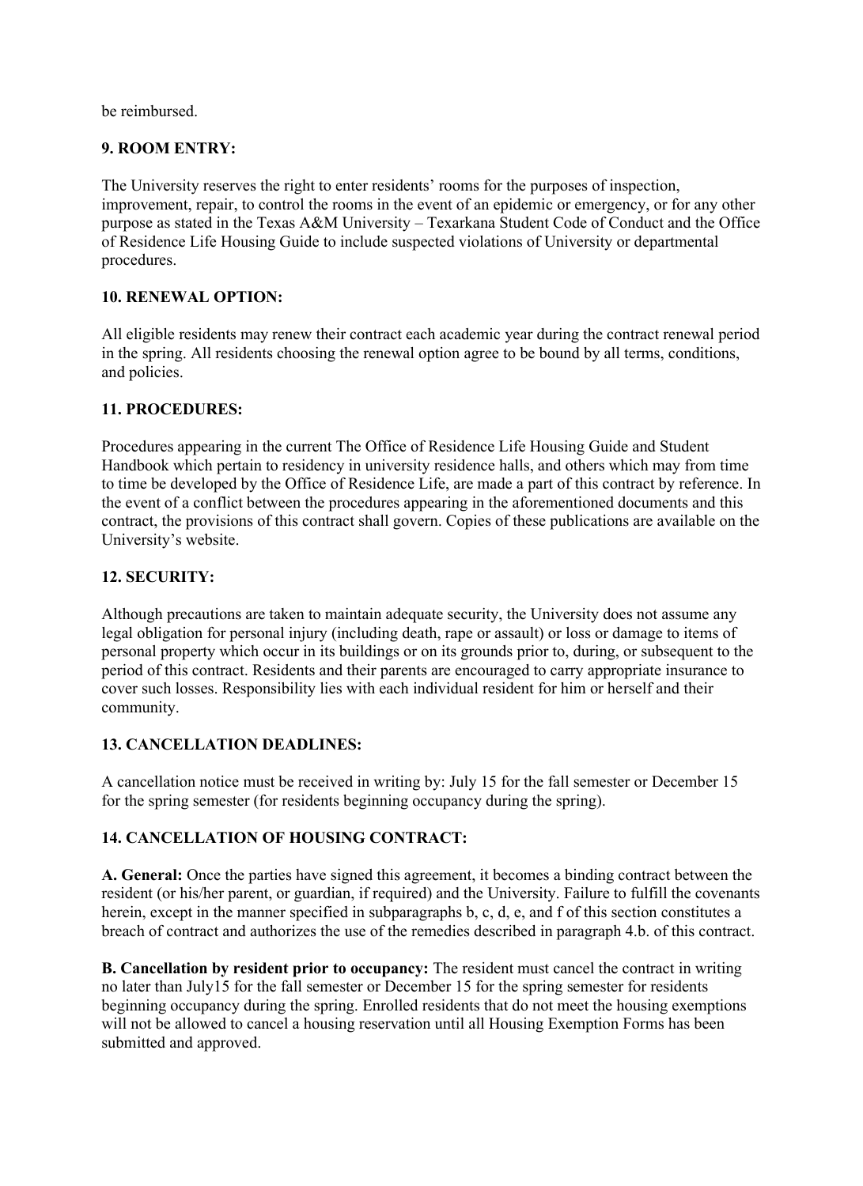be reimbursed.

**9. ROOM ENTRY:**

The University reserves the right to enter residents' rooms for the purposes of inspection, improvement, repair, to control the rooms in the event of an epidemic or emergency, or for any other purpose as stated in the Texas A&M University – Texarkana Student Code of Conduct and the Office of Residence Life Housing Guide to include suspected violations of University or departmental procedures.

**10. RENEWAL OPTION:**

All eligible residents may renew their contract each academic year during the contract renewal period in the spring. All residents choosing the renewal option agree to be bound by all terms, conditions, and policies.

**11. PROCEDURES:**

Procedures appearing in the current The Office of Residence Life Housing Guide and Student Handbook which pertain to residency in university residence halls, and others which may from time to time be developed by the Office of Residence Life, are made a part of this contract by reference. In the event of a conflict between the procedures appearing in the aforementioned documents and this contract, the provisions of this contract shall govern. Copies of these publications are available on the University's website.

**12. SECURITY:**

Although precautions are taken to maintain adequate security, the University does not assume any legal obligation for personal injury (including death, rape or assault) or loss or damage to items of personal property which occur in its buildings or on its grounds prior to, during, or subsequent to the period of this contract. Residents and their parents are encouraged to carry appropriate insurance to cover such losses. Responsibility lies with each individual resident for him or herself and their community.

**13. CANCELLATION DEADLINES:**

A cancellation notice must be received in writing by: July 15 for the fall semester or December 15 for the spring semester (for residents beginning occupancy during the spring).

**14. CANCELLATION OF HOUSING CONTRACT:**

**A. General:** Once the parties have signed this agreement, it becomes a binding contract between the resident (or his/her parent, or guardian, if required) and the University. Failure to fulfill the covenants herein, except in the manner specified in subparagraphs b, c, d, e, and f of this section constitutes a breach of contract and authorizes the use of the remedies described in paragraph 4.b. of this contract.

**B. Cancellation by resident prior to occupancy:** The resident must cancel the contract in writing no later than July15 for the fall semester or December 15 for the spring semester for residents beginning occupancy during the spring. Enrolled residents that do not meet the housing exemptions will not be allowed to cancel a housing reservation until all Housing Exemption Forms has been submitted and approved.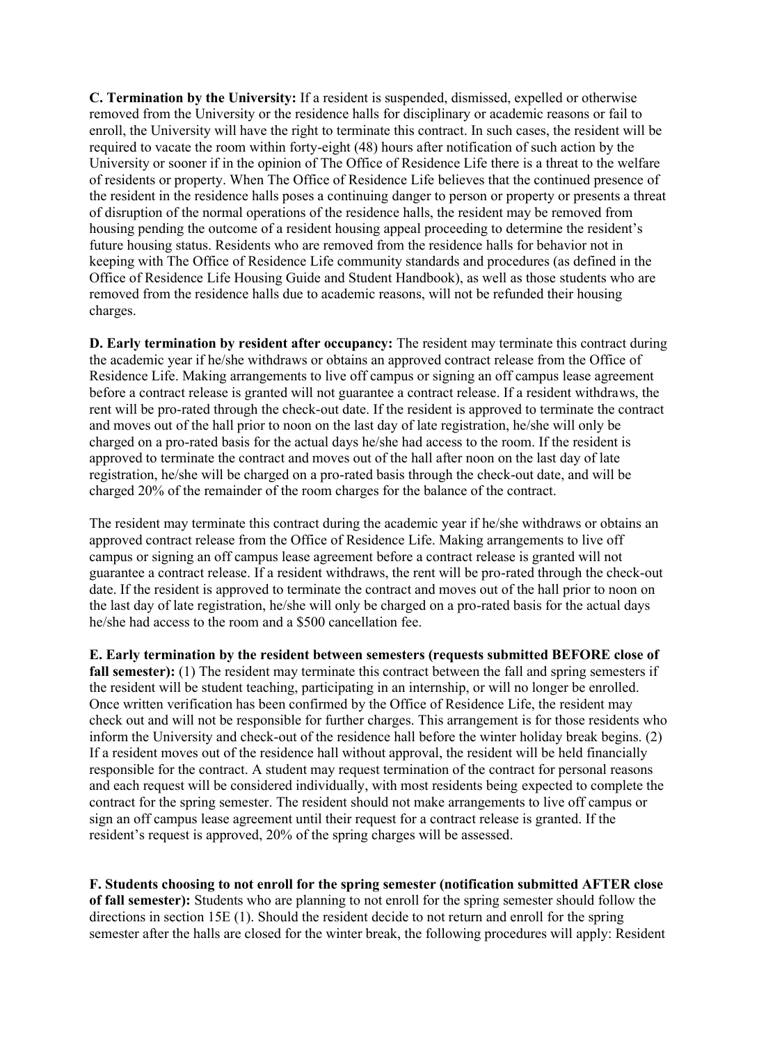**C. Termination by the University:** If a resident is suspended, dismissed, expelled or otherwise removed from the University or the residence halls for disciplinary or academic reasons or fail to enroll, the University will have the right to terminate this contract. In such cases, the resident will be required to vacate the room within forty-eight (48) hours after notification of such action by the University or sooner if in the opinion of The Office of Residence Life there is a threat to the welfare of residents or property. When The Office of Residence Life believes that the continued presence of the resident in the residence halls poses a continuing danger to person or property or presents a threat of disruption of the normal operations of the residence halls, the resident may be removed from housing pending the outcome of a resident housing appeal proceeding to determine the resident's future housing status. Residents who are removed from the residence halls for behavior not in keeping with The Office of Residence Life community standards and procedures (as defined in the Office of Residence Life Housing Guide and Student Handbook), as well as those students who are removed from the residence halls due to academic reasons, will not be refunded their housing charges.

**D. Early termination by resident after occupancy:** The resident may terminate this contract during the academic year if he/she withdraws or obtains an approved contract release from the Office of Residence Life. Making arrangements to live off campus or signing an off campus lease agreement before a contract release is granted will not guarantee a contract release. If a resident withdraws, the rent will be pro-rated through the check-out date. If the resident is approved to terminate the contract and moves out of the hall prior to noon on the last day of late registration, he/she will only be charged on a pro-rated basis for the actual days he/she had access to the room. If the resident is approved to terminate the contract and moves out of the hall after noon on the last day of late registration, he/she will be charged on a pro-rated basis through the check-out date, and will be charged 20% of the remainder of the room charges for the balance of the contract.

The resident may terminate this contract during the academic year if he/she withdraws or obtains an approved contract release from the Office of Residence Life. Making arrangements to live off campus or signing an off campus lease agreement before a contract release is granted will not guarantee a contract release. If a resident withdraws, the rent will be pro-rated through the check-out date. If the resident is approved to terminate the contract and moves out of the hall prior to noon on the last day of late registration, he/she will only be charged on a pro-rated basis for the actual days he/she had access to the room and a $500 cancellation fee.

**E. Early termination by the resident between semesters (requests submitted BEFORE close of fall semester):** (1) The resident may terminate this contract between the fall and spring semesters if the resident will be student teaching, participating in an internship, or will no longer be enrolled. Once written verification has been confirmed by the Office of Residence Life, the resident may check out and will not be responsible for further charges. This arrangement is for those residents who inform the University and check-out of the residence hall before the winter holiday break begins. (2) If a resident moves out of the residence hall without approval, the resident will be held financially responsible for the contract. A student may request termination of the contract for personal reasons and each request will be considered individually, with most residents being expected to complete the contract for the spring semester. The resident should not make arrangements to live off campus or sign an off campus lease agreement until their request for a contract release is granted. If the resident's request is approved, 20% of the spring charges will be assessed.

**F. Students choosing to not enroll for the spring semester (notification submitted AFTER close of fall semester):** Students who are planning to not enroll for the spring semester should follow the directions in section 15E (1). Should the resident decide to not return and enroll for the spring semester after the halls are closed for the winter break, the following procedures will apply: Resident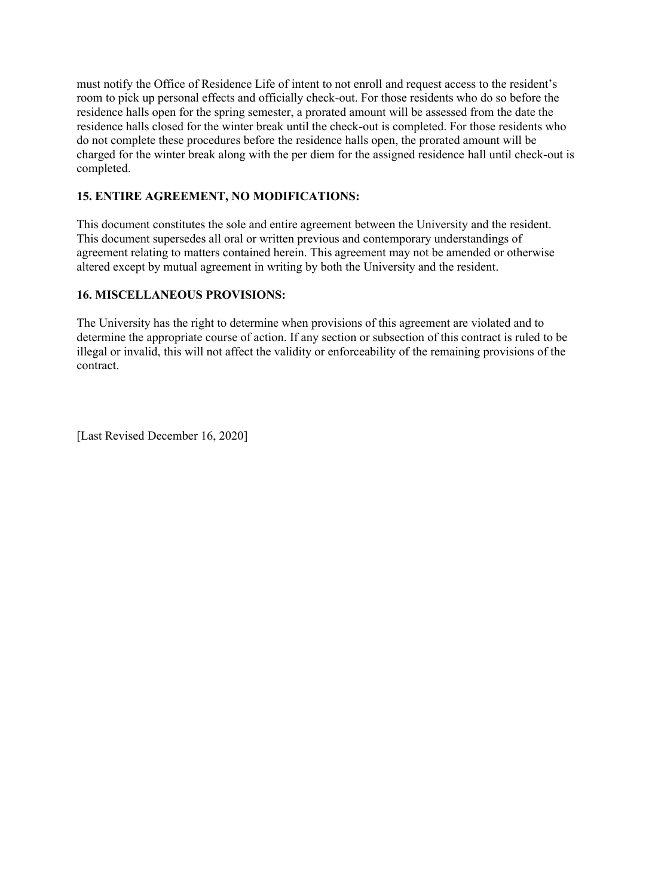must notify the Office of Residence Life of intent to not enroll and request access to the resident's room to pick up personal effects and officially check-out. For those residents who do so before the residence halls open for the spring semester, a prorated amount will be assessed from the date the residence halls closed for the winter break until the check-out is completed. For those residents who do not complete these procedures before the residence halls open, the prorated amount will be charged for the winter break along with the per diem for the assigned residence hall until check-out is completed.

**15. ENTIRE AGREEMENT, NO MODIFICATIONS:**

This document constitutes the sole and entire agreement between the University and the resident. This document supersedes all oral or written previous and contemporary understandings of agreement relating to matters contained herein. This agreement may not be amended or otherwise altered except by mutual agreement in writing by both the University and the resident.

**16. MISCELLANEOUS PROVISIONS:**

The University has the right to determine when provisions of this agreement are violated and to determine the appropriate course of action. If any section or subsection of this contract is ruled to be illegal or invalid, this will not affect the validity or enforceability of the remaining provisions of the contract.

[Last Revised December 16, 2020]